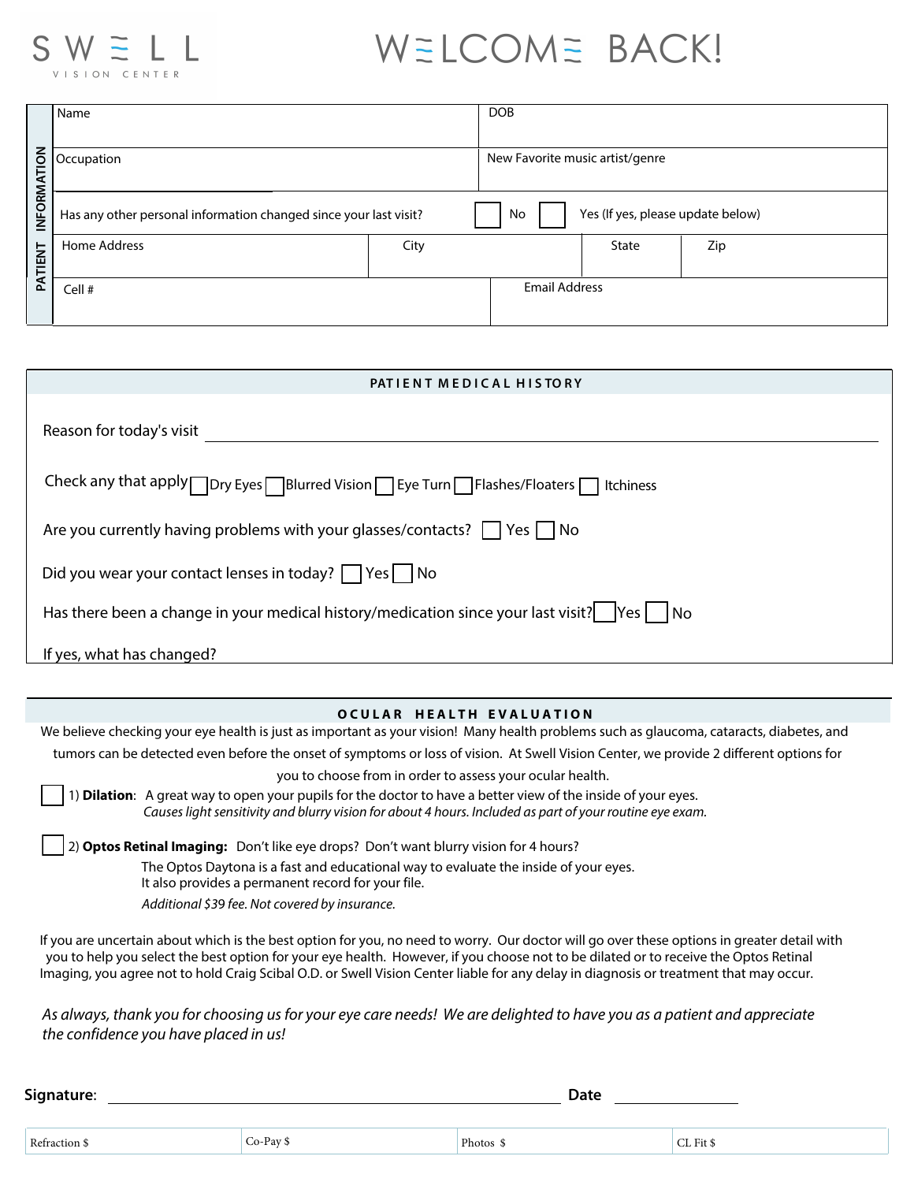# SWELL VISION CENTER

# WELCOME BACK!

## PATIENT INFORMATION

| Name | DOB |
|---|---|
| Occupation | New Favorite music artist/genre |

Has any other personal information changed since your last visit? ☐ No ☐ Yes (If yes, please update below)

| Home Address | City | State | Zip |
|---|---|---|---|
| | | | |

| Cell # | Email Address |
|---|---|
| | |

## PATIENT MEDICAL HISTORY

Reason for today's visit ______________________________

Check any that apply ☐ Dry Eyes ☐ Blurred Vision ☐ Eye Turn ☐ Flashes/Floaters ☐ Itchiness

Are you currently having problems with your glasses/contacts? ☐ Yes ☐ No

Did you wear your contact lenses in today? ☐ Yes ☐ No

Has there been a change in your medical history/medication since your last visit? ☐ Yes ☐ No

If yes, what has changed?

## OCULAR HEALTH EVALUATION

We believe checking your eye health is just as important as your vision! Many health problems such as glaucoma, cataracts, diabetes, and tumors can be detected even before the onset of symptoms or loss of vision. At Swell Vision Center, we provide 2 different options for you to choose from in order to assess your ocular health.

☐ 1) **Dilation**: A great way to open your pupils for the doctor to have a better view of the inside of your eyes.
*Causes light sensitivity and blurry vision for about 4 hours. Included as part of your routine eye exam.*

☐ 2) **Optos Retinal Imaging:** Don't like eye drops? Don't want blurry vision for 4 hours?
The Optos Daytona is a fast and educational way to evaluate the inside of your eyes.
It also provides a permanent record for your file.
*Additional $39 fee. Not covered by insurance.*

If you are uncertain about which is the best option for you, no need to worry. Our doctor will go over these options in greater detail with you to help you select the best option for your eye health. However, if you choose not to be dilated or to receive the Optos Retinal Imaging, you agree not to hold Craig Scibal O.D. or Swell Vision Center liable for any delay in diagnosis or treatment that may occur.

*As always, thank you for choosing us for your eye care needs! We are delighted to have you as a patient and appreciate the confidence you have placed in us!*

**Signature**: ______________________________ **Date** ______________

| Refraction $ | Co-Pay $ | Photos $ | CL Fit $ |
|---|---|---|---|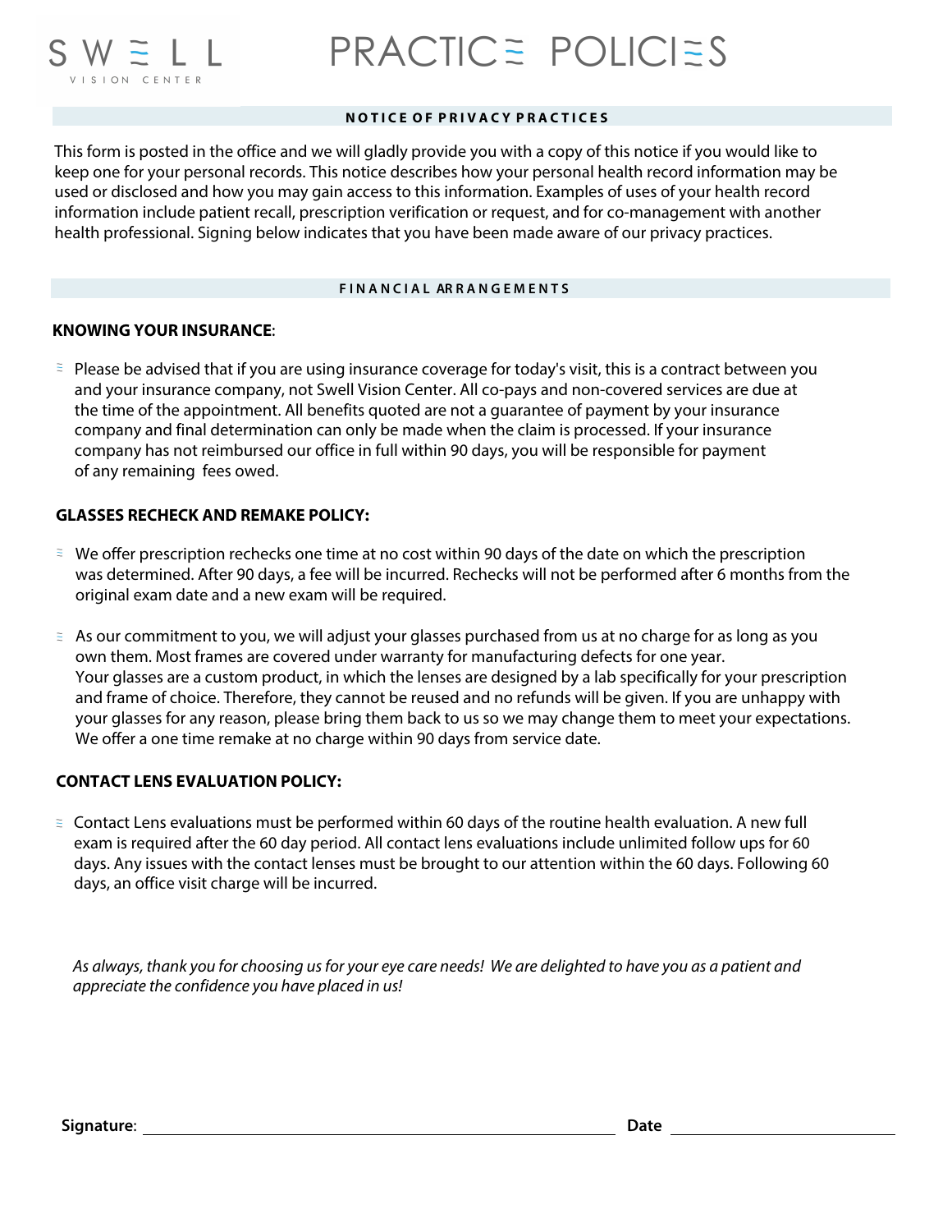# SWELL VISION CENTER

# PRACTICE POLICIES

## NOTICE OF PRIVACY PRACTICES

This form is posted in the office and we will gladly provide you with a copy of this notice if you would like to keep one for your personal records. This notice describes how your personal health record information may be used or disclosed and how you may gain access to this information. Examples of uses of your health record information include patient recall, prescription verification or request, and for co-management with another health professional. Signing below indicates that you have been made aware of our privacy practices.

## FINANCIAL ARRANGEMENTS

**KNOWING YOUR INSURANCE**:

- Please be advised that if you are using insurance coverage for today's visit, this is a contract between you and your insurance company, not Swell Vision Center. All co-pays and non-covered services are due at the time of the appointment. All benefits quoted are not a guarantee of payment by your insurance company and final determination can only be made when the claim is processed. If your insurance company has not reimbursed our office in full within 90 days, you will be responsible for payment of any remaining fees owed.

**GLASSES RECHECK AND REMAKE POLICY:**

- We offer prescription rechecks one time at no cost within 90 days of the date on which the prescription was determined. After 90 days, a fee will be incurred. Rechecks will not be performed after 6 months from the original exam date and a new exam will be required.

- As our commitment to you, we will adjust your glasses purchased from us at no charge for as long as you own them. Most frames are covered under warranty for manufacturing defects for one year. Your glasses are a custom product, in which the lenses are designed by a lab specifically for your prescription and frame of choice. Therefore, they cannot be reused and no refunds will be given. If you are unhappy with your glasses for any reason, please bring them back to us so we may change them to meet your expectations. We offer a one time remake at no charge within 90 days from service date.

**CONTACT LENS EVALUATION POLICY:**

- Contact Lens evaluations must be performed within 60 days of the routine health evaluation. A new full exam is required after the 60 day period. All contact lens evaluations include unlimited follow ups for 60 days. Any issues with the contact lenses must be brought to our attention within the 60 days. Following 60 days, an office visit charge will be incurred.

*As always, thank you for choosing us for your eye care needs! We are delighted to have you as a patient and appreciate the confidence you have placed in us!*

**Signature**: ______________________________ **Date** ____________________